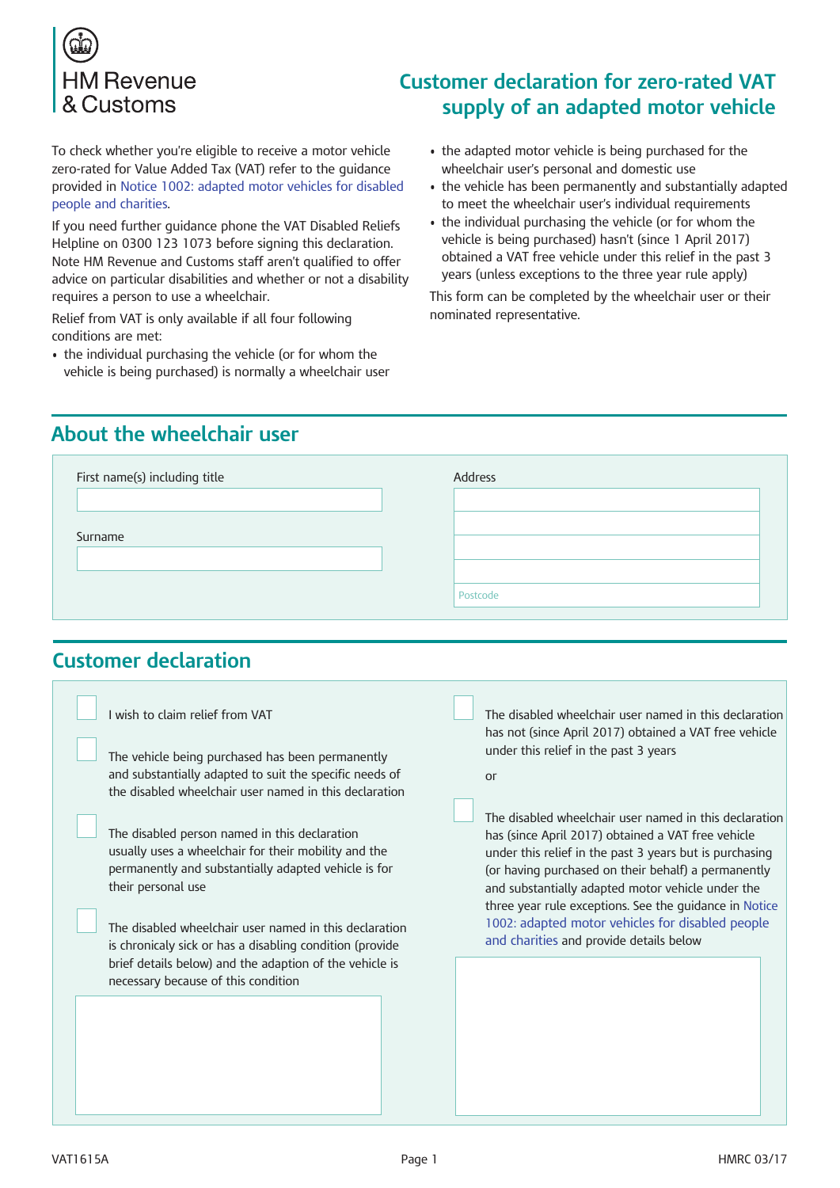HM Revenue & Customs

# Customer declaration for zero-rated VAT supply of an adapted motor vehicle

To check whether you're eligible to receive a motor vehicle zero-rated for Value Added Tax (VAT) refer to the guidance provided in Notice 1002: adapted motor vehicles for disabled people and charities.

If you need further guidance phone the VAT Disabled Reliefs Helpline on 0300 123 1073 before signing this declaration. Note HM Revenue and Customs staff aren't qualified to offer advice on particular disabilities and whether or not a disability requires a person to use a wheelchair.

Relief from VAT is only available if all four following conditions are met:

- the individual purchasing the vehicle (or for whom the vehicle is being purchased) is normally a wheelchair user
- the adapted motor vehicle is being purchased for the wheelchair user's personal and domestic use
- the vehicle has been permanently and substantially adapted to meet the wheelchair user's individual requirements
- the individual purchasing the vehicle (or for whom the vehicle is being purchased) hasn't (since 1 April 2017) obtained a VAT free vehicle under this relief in the past 3 years (unless exceptions to the three year rule apply)

This form can be completed by the wheelchair user or their nominated representative.

## About the wheelchair user

First name(s) including title

Surname

Address

Postcode

## Customer declaration

☐ I wish to claim relief from VAT

☐ The vehicle being purchased has been permanently and substantially adapted to suit the specific needs of the disabled wheelchair user named in this declaration

☐ The disabled person named in this declaration usually uses a wheelchair for their mobility and the permanently and substantially adapted vehicle is for their personal use

☐ The disabled wheelchair user named in this declaration is chronicaly sick or has a disabling condition (provide brief details below) and the adaption of the vehicle is necessary because of this condition

☐ The disabled wheelchair user named in this declaration has not (since April 2017) obtained a VAT free vehicle under this relief in the past 3 years

or

☐ The disabled wheelchair user named in this declaration has (since April 2017) obtained a VAT free vehicle under this relief in the past 3 years but is purchasing (or having purchased on their behalf) a permanently and substantially adapted motor vehicle under the three year rule exceptions. See the guidance in Notice 1002: adapted motor vehicles for disabled people and charities and provide details below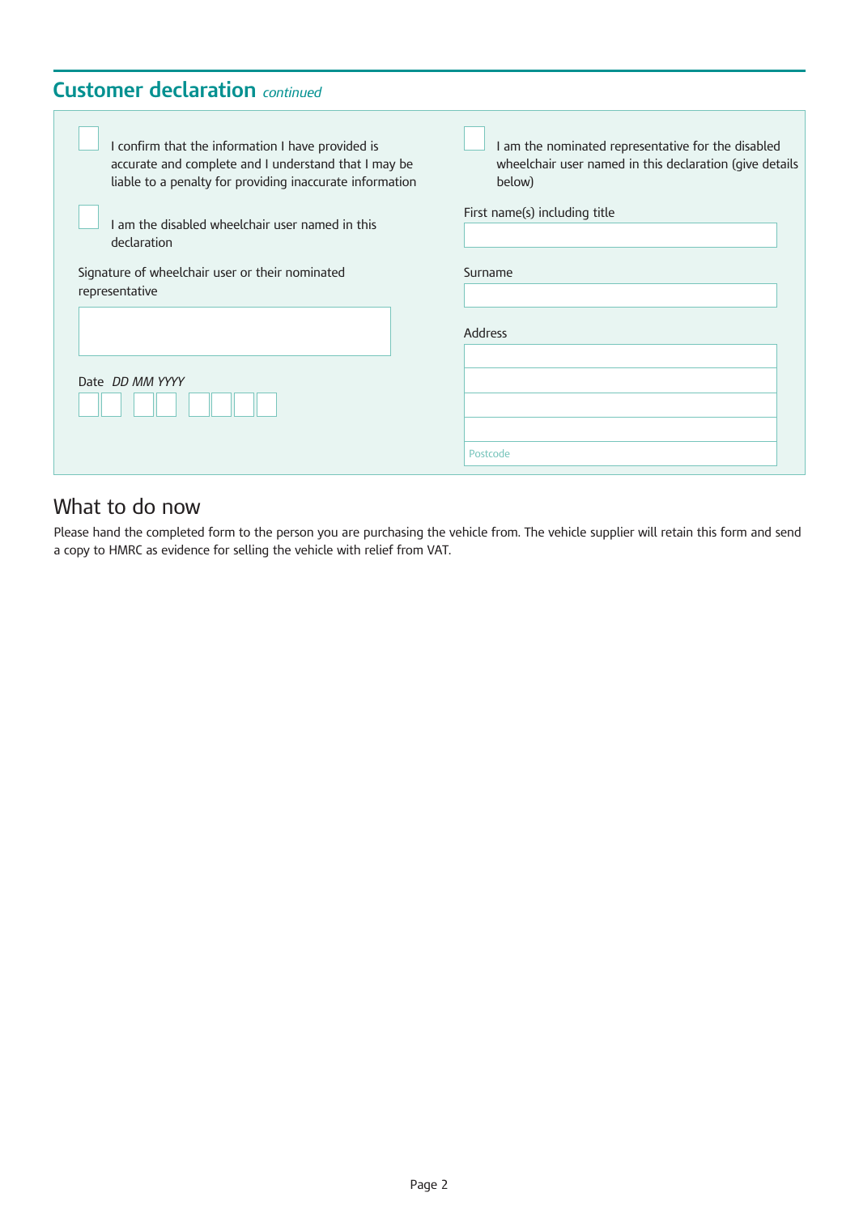## Customer declaration *continued*

☐ I confirm that the information I have provided is accurate and complete and I understand that I may be liable to a penalty for providing inaccurate information

☐ I am the disabled wheelchair user named in this declaration

Signature of wheelchair user or their nominated representative

Date *DD MM YYYY*

☐ I am the nominated representative for the disabled wheelchair user named in this declaration (give details below)

First name(s) including title

Surname

Address

Postcode

## What to do now

Please hand the completed form to the person you are purchasing the vehicle from. The vehicle supplier will retain this form and send a copy to HMRC as evidence for selling the vehicle with relief from VAT.